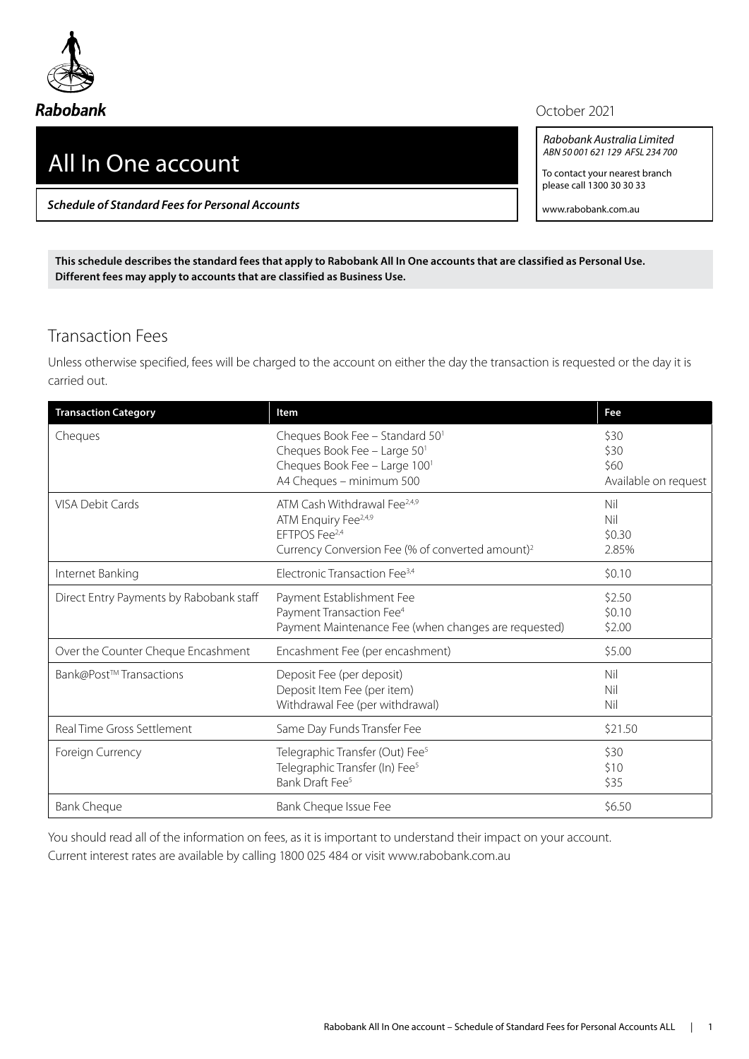Rabobank

October 2021

# All In One account

***Schedule of Standard Fees for Personal Accounts***

*Rabobank Australia Limited*
*ABN 50 001 621 129 AFSL 234 700*

To contact your nearest branch please call 1300 30 30 33

www.rabobank.com.au

**This schedule describes the standard fees that apply to Rabobank All In One accounts that are classified as Personal Use. Different fees may apply to accounts that are classified as Business Use.**

## Transaction Fees

Unless otherwise specified, fees will be charged to the account on either the day the transaction is requested or the day it is carried out.

| Transaction Category | Item | Fee |
|---|---|---|
| Cheques | Cheques Book Fee – Standard 50[1]<br>Cheques Book Fee – Large 50[1]<br>Cheques Book Fee – Large 100[1]<br>A4 Cheques – minimum 500 | \$30<br>\$30<br>\$60<br>Available on request |
| VISA Debit Cards | ATM Cash Withdrawal Fee[2,4,9]<br>ATM Enquiry Fee[2,4,9]<br>EFTPOS Fee[2,4]<br>Currency Conversion Fee (% of converted amount)[2] | Nil<br>Nil<br>\$0.30<br>2.85% |
| Internet Banking | Electronic Transaction Fee[3,4] | \$0.10 |
| Direct Entry Payments by Rabobank staff | Payment Establishment Fee<br>Payment Transaction Fee[4]<br>Payment Maintenance Fee (when changes are requested) | \$2.50<br>\$0.10<br>\$2.00 |
| Over the Counter Cheque Encashment | Encashment Fee (per encashment) | \$5.00 |
| Bank@Post™ Transactions | Deposit Fee (per deposit)<br>Deposit Item Fee (per item)<br>Withdrawal Fee (per withdrawal) | Nil<br>Nil<br>Nil |
| Real Time Gross Settlement | Same Day Funds Transfer Fee | \$21.50 |
| Foreign Currency | Telegraphic Transfer (Out) Fee[5]<br>Telegraphic Transfer (In) Fee[5]<br>Bank Draft Fee[5] | \$30<br>\$10<br>\$35 |
| Bank Cheque | Bank Cheque Issue Fee | \$6.50 |

You should read all of the information on fees, as it is important to understand their impact on your account.
Current interest rates are available by calling 1800 025 484 or visit www.rabobank.com.au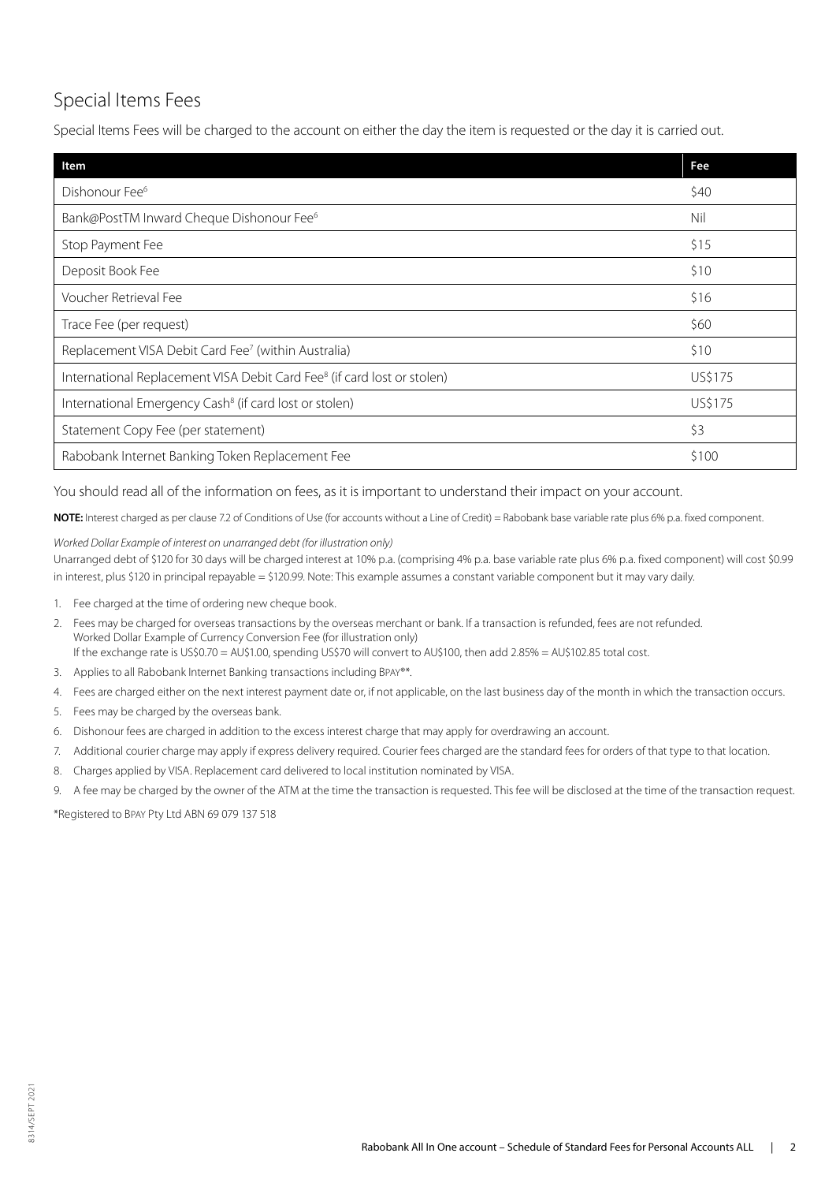## Special Items Fees

Special Items Fees will be charged to the account on either the day the item is requested or the day it is carried out.

| Item | Fee |
|---|---|
| Dishonour Fee[6] | $40 |
| Bank@PostTM Inward Cheque Dishonour Fee[6] | Nil |
| Stop Payment Fee | $15 |
| Deposit Book Fee | $10 |
| Voucher Retrieval Fee | $16 |
| Trace Fee (per request) | $60 |
| Replacement VISA Debit Card Fee[7] (within Australia) | $10 |
| International Replacement VISA Debit Card Fee[8] (if card lost or stolen) | US$175 |
| International Emergency Cash[8] (if card lost or stolen) | US$175 |
| Statement Copy Fee (per statement) | $3 |
| Rabobank Internet Banking Token Replacement Fee | $100 |

You should read all of the information on fees, as it is important to understand their impact on your account.

**NOTE:** Interest charged as per clause 7.2 of Conditions of Use (for accounts without a Line of Credit) = Rabobank base variable rate plus 6% p.a. fixed component.

*Worked Dollar Example of interest on unarranged debt (for illustration only)*

Unarranged debt of $120 for 30 days will be charged interest at 10% p.a. (comprising 4% p.a. base variable rate plus 6% p.a. fixed component) will cost $0.99 in interest, plus $120 in principal repayable = $120.99. Note: This example assumes a constant variable component but it may vary daily.

1. Fee charged at the time of ordering new cheque book.
2. Fees may be charged for overseas transactions by the overseas merchant or bank. If a transaction is refunded, fees are not refunded.
   Worked Dollar Example of Currency Conversion Fee (for illustration only)
   If the exchange rate is US$0.70 = AU$1.00, spending US$70 will convert to AU$100, then add 2.85% = AU$102.85 total cost.
3. Applies to all Rabobank Internet Banking transactions including BPAY®*.
4. Fees are charged either on the next interest payment date or, if not applicable, on the last business day of the month in which the transaction occurs.
5. Fees may be charged by the overseas bank.
6. Dishonour fees are charged in addition to the excess interest charge that may apply for overdrawing an account.
7. Additional courier charge may apply if express delivery required. Courier fees charged are the standard fees for orders of that type to that location.
8. Charges applied by VISA. Replacement card delivered to local institution nominated by VISA.
9. A fee may be charged by the owner of the ATM at the time the transaction is requested. This fee will be disclosed at the time of the transaction request.

*Registered to BPAY Pty Ltd ABN 69 079 137 518

8314/SEPT 2021